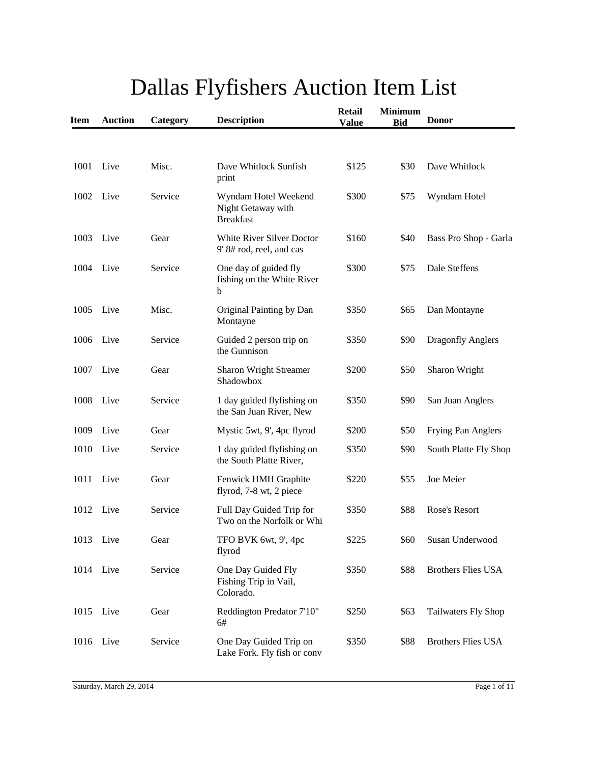# Dallas Flyfishers Auction Item List

| Item | Auction | Category | Description | Retail Value | Minimum Bid | Donor |
|---|---|---|---|---|---|---|
| 1001 | Live | Misc. | Dave Whitlock Sunfish print | $125 | $30 | Dave Whitlock |
| 1002 | Live | Service | Wyndam Hotel Weekend Night Getaway with Breakfast | $300 | $75 | Wyndam Hotel |
| 1003 | Live | Gear | White River Silver Doctor 9' 8# rod, reel, and cas | $160 | $40 | Bass Pro Shop - Garla |
| 1004 | Live | Service | One day of guided fly fishing on the White River b | $300 | $75 | Dale Steffens |
| 1005 | Live | Misc. | Original Painting by Dan Montayne | $350 | $65 | Dan Montayne |
| 1006 | Live | Service | Guided 2 person trip on the Gunnison | $350 | $90 | Dragonfly Anglers |
| 1007 | Live | Gear | Sharon Wright Streamer Shadowbox | $200 | $50 | Sharon Wright |
| 1008 | Live | Service | 1 day guided flyfishing on the San Juan River, New | $350 | $90 | San Juan Anglers |
| 1009 | Live | Gear | Mystic 5wt, 9', 4pc flyrod | $200 | $50 | Frying Pan Anglers |
| 1010 | Live | Service | 1 day guided flyfishing on the South Platte River, | $350 | $90 | South Platte Fly Shop |
| 1011 | Live | Gear | Fenwick HMH Graphite flyrod, 7-8 wt, 2 piece | $220 | $55 | Joe Meier |
| 1012 | Live | Service | Full Day Guided Trip for Two on the Norfolk or Whi | $350 | $88 | Rose's Resort |
| 1013 | Live | Gear | TFO BVK 6wt, 9', 4pc flyrod | $225 | $60 | Susan Underwood |
| 1014 | Live | Service | One Day Guided Fly Fishing Trip in Vail, Colorado. | $350 | $88 | Brothers Flies USA |
| 1015 | Live | Gear | Reddington Predator 7'10" 6# | $250 | $63 | Tailwaters Fly Shop |
| 1016 | Live | Service | One Day Guided Trip on Lake Fork. Fly fish or conv | $350 | $88 | Brothers Flies USA |

Saturday, March 29, 2014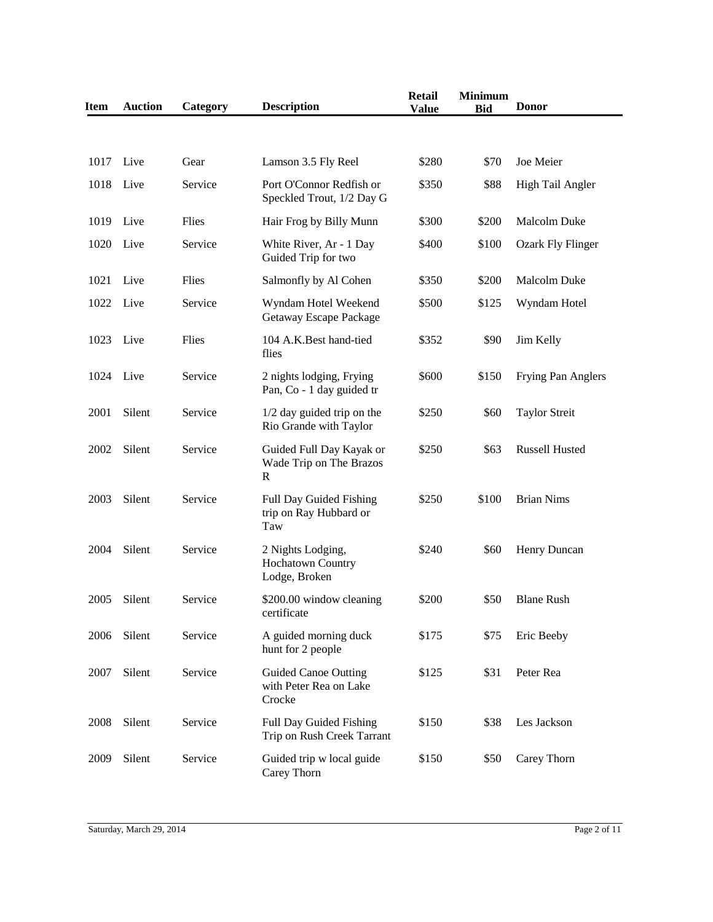| Item | Auction | Category | Description | Retail Value | Minimum Bid | Donor |
|---|---|---|---|---|---|---|
| 1017 | Live | Gear | Lamson 3.5 Fly Reel | $280 | $70 | Joe Meier |
| 1018 | Live | Service | Port O'Connor Redfish or Speckled Trout, 1/2 Day G | $350 | $88 | High Tail Angler |
| 1019 | Live | Flies | Hair Frog by Billy Munn | $300 | $200 | Malcolm Duke |
| 1020 | Live | Service | White River, Ar - 1 Day Guided Trip for two | $400 | $100 | Ozark Fly Flinger |
| 1021 | Live | Flies | Salmonfly by Al Cohen | $350 | $200 | Malcolm Duke |
| 1022 | Live | Service | Wyndam Hotel Weekend Getaway Escape Package | $500 | $125 | Wyndam Hotel |
| 1023 | Live | Flies | 104 A.K.Best hand-tied flies | $352 | $90 | Jim Kelly |
| 1024 | Live | Service | 2 nights lodging, Frying Pan, Co - 1 day guided tr | $600 | $150 | Frying Pan Anglers |
| 2001 | Silent | Service | 1/2 day guided trip on the Rio Grande with Taylor | $250 | $60 | Taylor Streit |
| 2002 | Silent | Service | Guided Full Day Kayak or Wade Trip on The Brazos R | $250 | $63 | Russell Husted |
| 2003 | Silent | Service | Full Day Guided Fishing trip on Ray Hubbard or Taw | $250 | $100 | Brian Nims |
| 2004 | Silent | Service | 2 Nights Lodging, Hochatown Country Lodge, Broken | $240 | $60 | Henry Duncan |
| 2005 | Silent | Service | $200.00 window cleaning certificate | $200 | $50 | Blane Rush |
| 2006 | Silent | Service | A guided morning duck hunt for 2 people | $175 | $75 | Eric Beeby |
| 2007 | Silent | Service | Guided Canoe Outting with Peter Rea on Lake Crocke | $125 | $31 | Peter Rea |
| 2008 | Silent | Service | Full Day Guided Fishing Trip on Rush Creek Tarrant | $150 | $38 | Les Jackson |
| 2009 | Silent | Service | Guided trip w local guide Carey Thorn | $150 | $50 | Carey Thorn |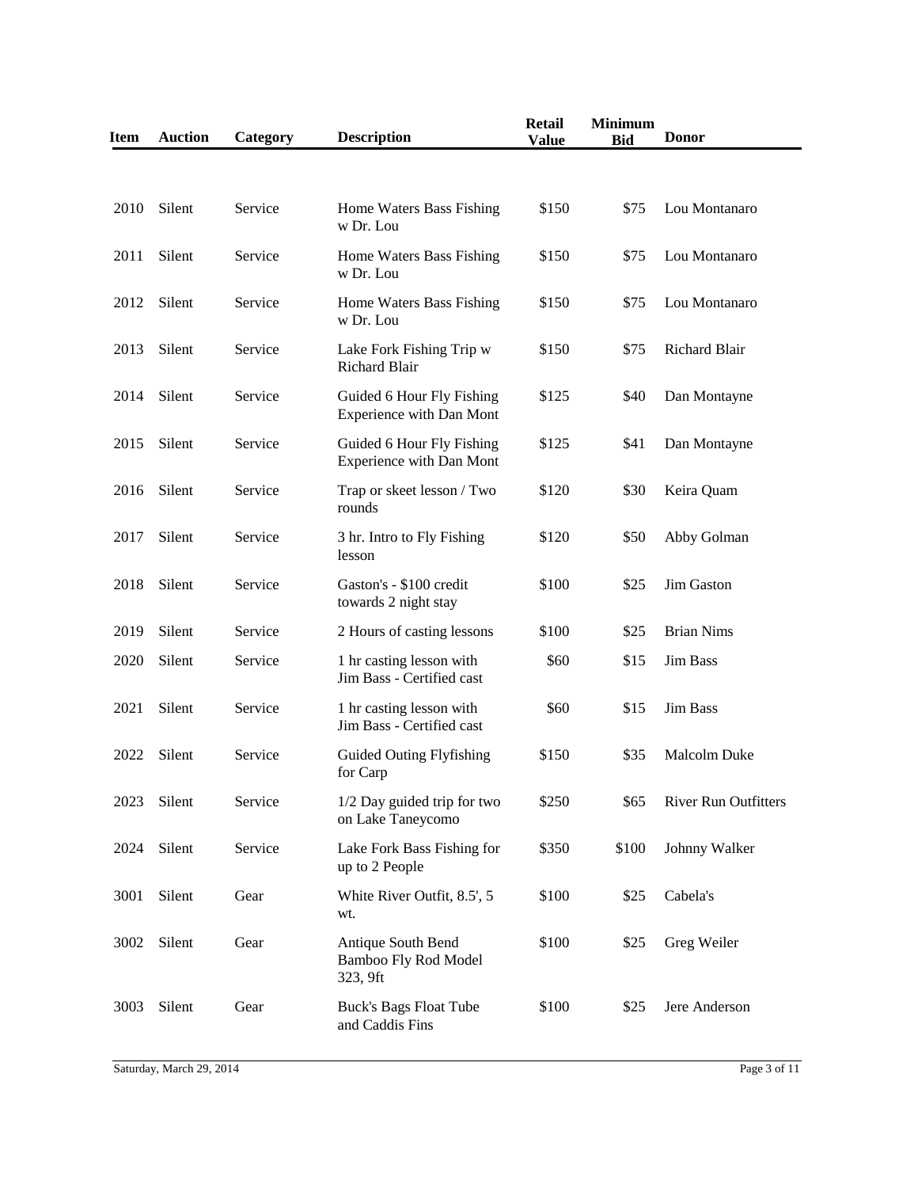| Item | Auction | Category | Description | Retail Value | Minimum Bid | Donor |
|---|---|---|---|---|---|---|
| 2010 | Silent | Service | Home Waters Bass Fishing w Dr. Lou | $150 | $75 | Lou Montanaro |
| 2011 | Silent | Service | Home Waters Bass Fishing w Dr. Lou | $150 | $75 | Lou Montanaro |
| 2012 | Silent | Service | Home Waters Bass Fishing w Dr. Lou | $150 | $75 | Lou Montanaro |
| 2013 | Silent | Service | Lake Fork Fishing Trip w Richard Blair | $150 | $75 | Richard Blair |
| 2014 | Silent | Service | Guided 6 Hour Fly Fishing Experience with Dan Mont | $125 | $40 | Dan Montayne |
| 2015 | Silent | Service | Guided 6 Hour Fly Fishing Experience with Dan Mont | $125 | $41 | Dan Montayne |
| 2016 | Silent | Service | Trap or skeet lesson / Two rounds | $120 | $30 | Keira Quam |
| 2017 | Silent | Service | 3 hr. Intro to Fly Fishing lesson | $120 | $50 | Abby Golman |
| 2018 | Silent | Service | Gaston's - $100 credit towards 2 night stay | $100 | $25 | Jim Gaston |
| 2019 | Silent | Service | 2 Hours of casting lessons | $100 | $25 | Brian Nims |
| 2020 | Silent | Service | 1 hr casting lesson with Jim Bass - Certified cast | $60 | $15 | Jim Bass |
| 2021 | Silent | Service | 1 hr casting lesson with Jim Bass - Certified cast | $60 | $15 | Jim Bass |
| 2022 | Silent | Service | Guided Outing Flyfishing for Carp | $150 | $35 | Malcolm Duke |
| 2023 | Silent | Service | 1/2 Day guided trip for two on Lake Taneycomo | $250 | $65 | River Run Outfitters |
| 2024 | Silent | Service | Lake Fork Bass Fishing for up to 2 People | $350 | $100 | Johnny Walker |
| 3001 | Silent | Gear | White River Outfit, 8.5', 5 wt. | $100 | $25 | Cabela's |
| 3002 | Silent | Gear | Antique South Bend Bamboo Fly Rod Model 323, 9ft | $100 | $25 | Greg Weiler |
| 3003 | Silent | Gear | Buck's Bags Float Tube and Caddis Fins | $100 | $25 | Jere Anderson |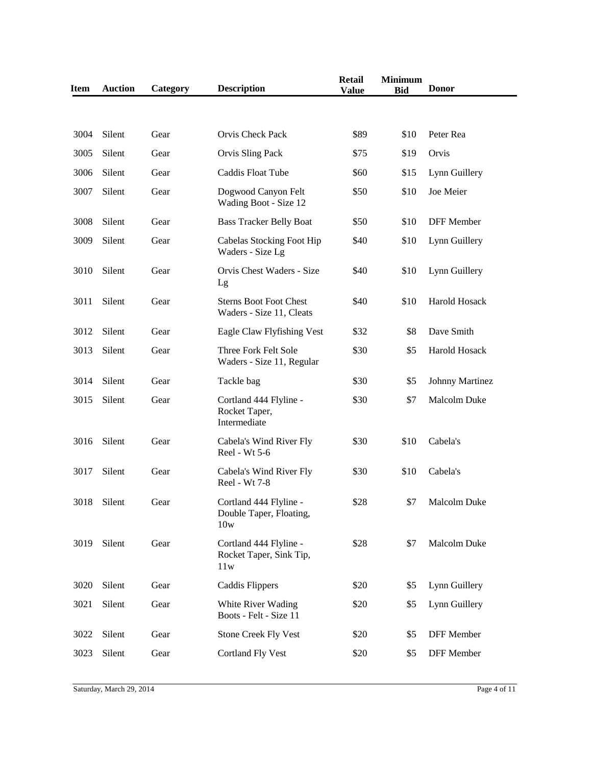| Item | Auction | Category | Description | Retail Value | Minimum Bid | Donor |
|---|---|---|---|---|---|---|
| 3004 | Silent | Gear | Orvis Check Pack | $89 | $10 | Peter Rea |
| 3005 | Silent | Gear | Orvis Sling Pack | $75 | $19 | Orvis |
| 3006 | Silent | Gear | Caddis Float Tube | $60 | $15 | Lynn Guillery |
| 3007 | Silent | Gear | Dogwood Canyon Felt Wading Boot - Size 12 | $50 | $10 | Joe Meier |
| 3008 | Silent | Gear | Bass Tracker Belly Boat | $50 | $10 | DFF Member |
| 3009 | Silent | Gear | Cabelas Stocking Foot Hip Waders - Size Lg | $40 | $10 | Lynn Guillery |
| 3010 | Silent | Gear | Orvis Chest Waders - Size Lg | $40 | $10 | Lynn Guillery |
| 3011 | Silent | Gear | Sterns Boot Foot Chest Waders - Size 11, Cleats | $40 | $10 | Harold Hosack |
| 3012 | Silent | Gear | Eagle Claw Flyfishing Vest | $32 | $8 | Dave Smith |
| 3013 | Silent | Gear | Three Fork Felt Sole Waders - Size 11, Regular | $30 | $5 | Harold Hosack |
| 3014 | Silent | Gear | Tackle bag | $30 | $5 | Johnny Martinez |
| 3015 | Silent | Gear | Cortland 444 Flyline - Rocket Taper, Intermediate | $30 | $7 | Malcolm Duke |
| 3016 | Silent | Gear | Cabela's Wind River Fly Reel - Wt 5-6 | $30 | $10 | Cabela's |
| 3017 | Silent | Gear | Cabela's Wind River Fly Reel - Wt 7-8 | $30 | $10 | Cabela's |
| 3018 | Silent | Gear | Cortland 444 Flyline - Double Taper, Floating, 10w | $28 | $7 | Malcolm Duke |
| 3019 | Silent | Gear | Cortland 444 Flyline - Rocket Taper, Sink Tip, 11w | $28 | $7 | Malcolm Duke |
| 3020 | Silent | Gear | Caddis Flippers | $20 | $5 | Lynn Guillery |
| 3021 | Silent | Gear | White River Wading Boots - Felt - Size 11 | $20 | $5 | Lynn Guillery |
| 3022 | Silent | Gear | Stone Creek Fly Vest | $20 | $5 | DFF Member |
| 3023 | Silent | Gear | Cortland Fly Vest | $20 | $5 | DFF Member |

Saturday, March 29, 2014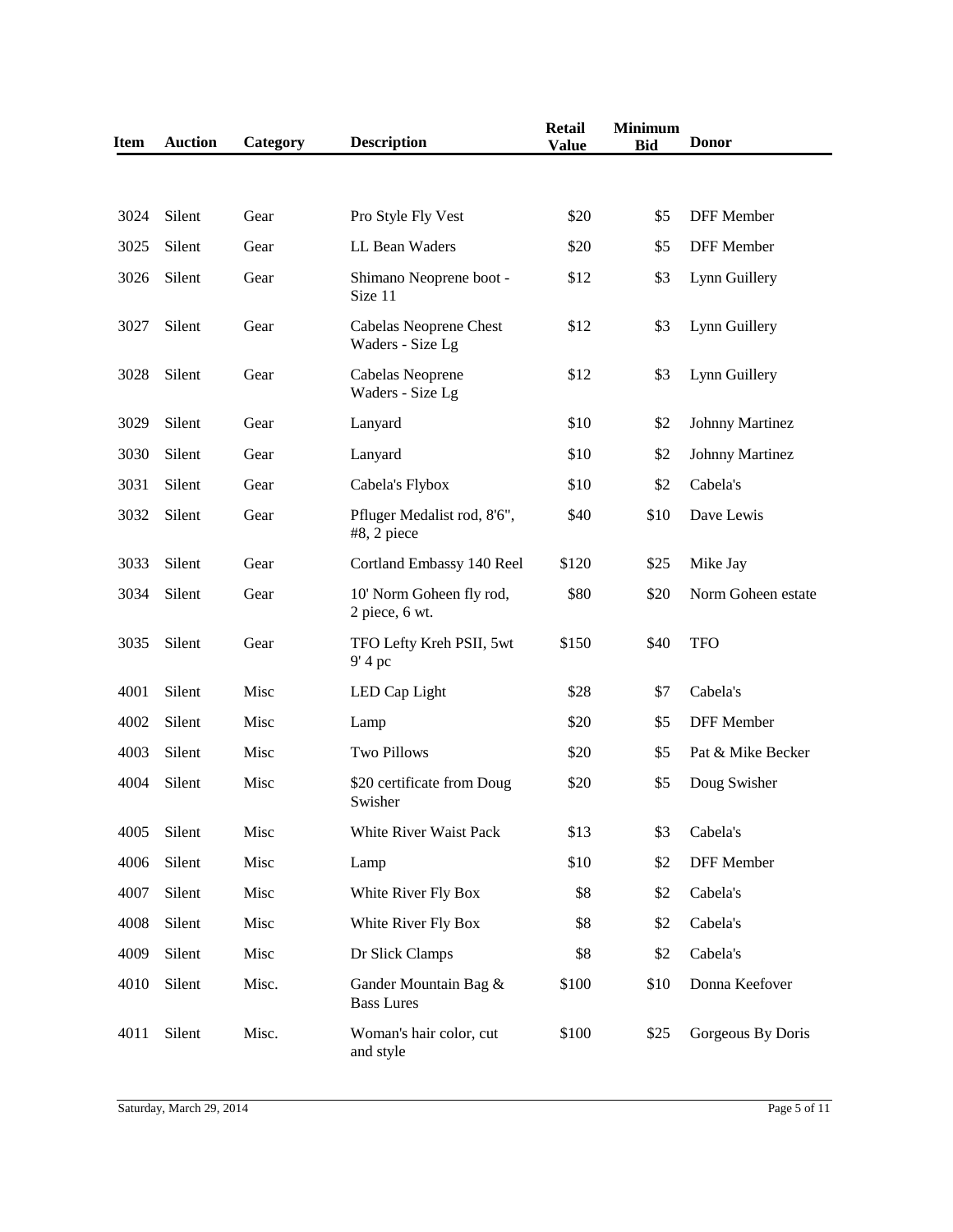| Item | Auction | Category | Description | Retail Value | Minimum Bid | Donor |
|---|---|---|---|---|---|---|
| 3024 | Silent | Gear | Pro Style Fly Vest | $20 | $5 | DFF Member |
| 3025 | Silent | Gear | LL Bean Waders | $20 | $5 | DFF Member |
| 3026 | Silent | Gear | Shimano Neoprene boot - Size 11 | $12 | $3 | Lynn Guillery |
| 3027 | Silent | Gear | Cabelas Neoprene Chest Waders - Size Lg | $12 | $3 | Lynn Guillery |
| 3028 | Silent | Gear | Cabelas Neoprene Waders - Size Lg | $12 | $3 | Lynn Guillery |
| 3029 | Silent | Gear | Lanyard | $10 | $2 | Johnny Martinez |
| 3030 | Silent | Gear | Lanyard | $10 | $2 | Johnny Martinez |
| 3031 | Silent | Gear | Cabela's Flybox | $10 | $2 | Cabela's |
| 3032 | Silent | Gear | Pfluger Medalist rod, 8'6", #8, 2 piece | $40 | $10 | Dave Lewis |
| 3033 | Silent | Gear | Cortland Embassy 140 Reel | $120 | $25 | Mike Jay |
| 3034 | Silent | Gear | 10' Norm Goheen fly rod, 2 piece, 6 wt. | $80 | $20 | Norm Goheen estate |
| 3035 | Silent | Gear | TFO Lefty Kreh PSII, 5wt 9' 4 pc | $150 | $40 | TFO |
| 4001 | Silent | Misc | LED Cap Light | $28 | $7 | Cabela's |
| 4002 | Silent | Misc | Lamp | $20 | $5 | DFF Member |
| 4003 | Silent | Misc | Two Pillows | $20 | $5 | Pat & Mike Becker |
| 4004 | Silent | Misc | $20 certificate from Doug Swisher | $20 | $5 | Doug Swisher |
| 4005 | Silent | Misc | White River Waist Pack | $13 | $3 | Cabela's |
| 4006 | Silent | Misc | Lamp | $10 | $2 | DFF Member |
| 4007 | Silent | Misc | White River Fly Box | $8 | $2 | Cabela's |
| 4008 | Silent | Misc | White River Fly Box | $8 | $2 | Cabela's |
| 4009 | Silent | Misc | Dr Slick Clamps | $8 | $2 | Cabela's |
| 4010 | Silent | Misc. | Gander Mountain Bag & Bass Lures | $100 | $10 | Donna Keefover |
| 4011 | Silent | Misc. | Woman's hair color, cut and style | $100 | $25 | Gorgeous By Doris |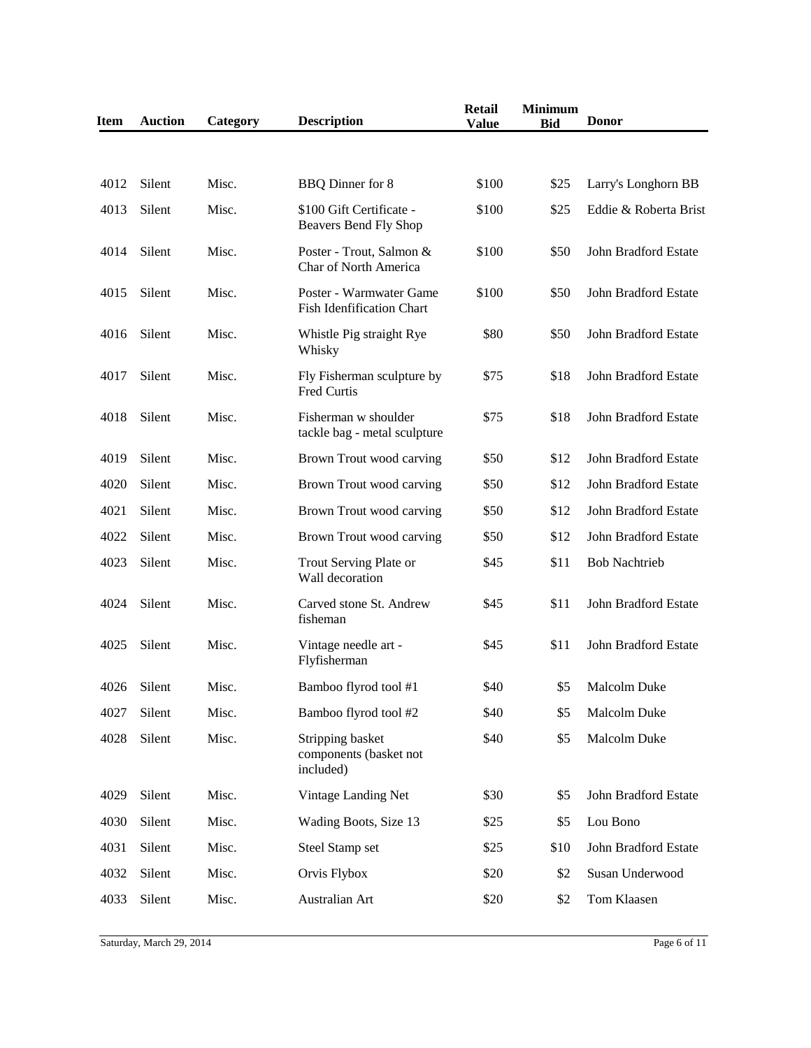| Item | Auction | Category | Description | Retail Value | Minimum Bid | Donor |
|---|---|---|---|---|---|---|
| 4012 | Silent | Misc. | BBQ Dinner for 8 | $100 | $25 | Larry's Longhorn BB |
| 4013 | Silent | Misc. | $100 Gift Certificate - Beavers Bend Fly Shop | $100 | $25 | Eddie & Roberta Brist |
| 4014 | Silent | Misc. | Poster - Trout, Salmon & Char of North America | $100 | $50 | John Bradford Estate |
| 4015 | Silent | Misc. | Poster - Warmwater Game Fish Idenfification Chart | $100 | $50 | John Bradford Estate |
| 4016 | Silent | Misc. | Whistle Pig straight Rye Whisky | $80 | $50 | John Bradford Estate |
| 4017 | Silent | Misc. | Fly Fisherman sculpture by Fred Curtis | $75 | $18 | John Bradford Estate |
| 4018 | Silent | Misc. | Fisherman w shoulder tackle bag - metal sculpture | $75 | $18 | John Bradford Estate |
| 4019 | Silent | Misc. | Brown Trout wood carving | $50 | $12 | John Bradford Estate |
| 4020 | Silent | Misc. | Brown Trout wood carving | $50 | $12 | John Bradford Estate |
| 4021 | Silent | Misc. | Brown Trout wood carving | $50 | $12 | John Bradford Estate |
| 4022 | Silent | Misc. | Brown Trout wood carving | $50 | $12 | John Bradford Estate |
| 4023 | Silent | Misc. | Trout Serving Plate or Wall decoration | $45 | $11 | Bob Nachtrieb |
| 4024 | Silent | Misc. | Carved stone St. Andrew fisheman | $45 | $11 | John Bradford Estate |
| 4025 | Silent | Misc. | Vintage needle art - Flyfisherman | $45 | $11 | John Bradford Estate |
| 4026 | Silent | Misc. | Bamboo flyrod tool #1 | $40 | $5 | Malcolm Duke |
| 4027 | Silent | Misc. | Bamboo flyrod tool #2 | $40 | $5 | Malcolm Duke |
| 4028 | Silent | Misc. | Stripping basket components (basket not included) | $40 | $5 | Malcolm Duke |
| 4029 | Silent | Misc. | Vintage Landing Net | $30 | $5 | John Bradford Estate |
| 4030 | Silent | Misc. | Wading Boots, Size 13 | $25 | $5 | Lou Bono |
| 4031 | Silent | Misc. | Steel Stamp set | $25 | $10 | John Bradford Estate |
| 4032 | Silent | Misc. | Orvis Flybox | $20 | $2 | Susan Underwood |
| 4033 | Silent | Misc. | Australian Art | $20 | $2 | Tom Klaasen |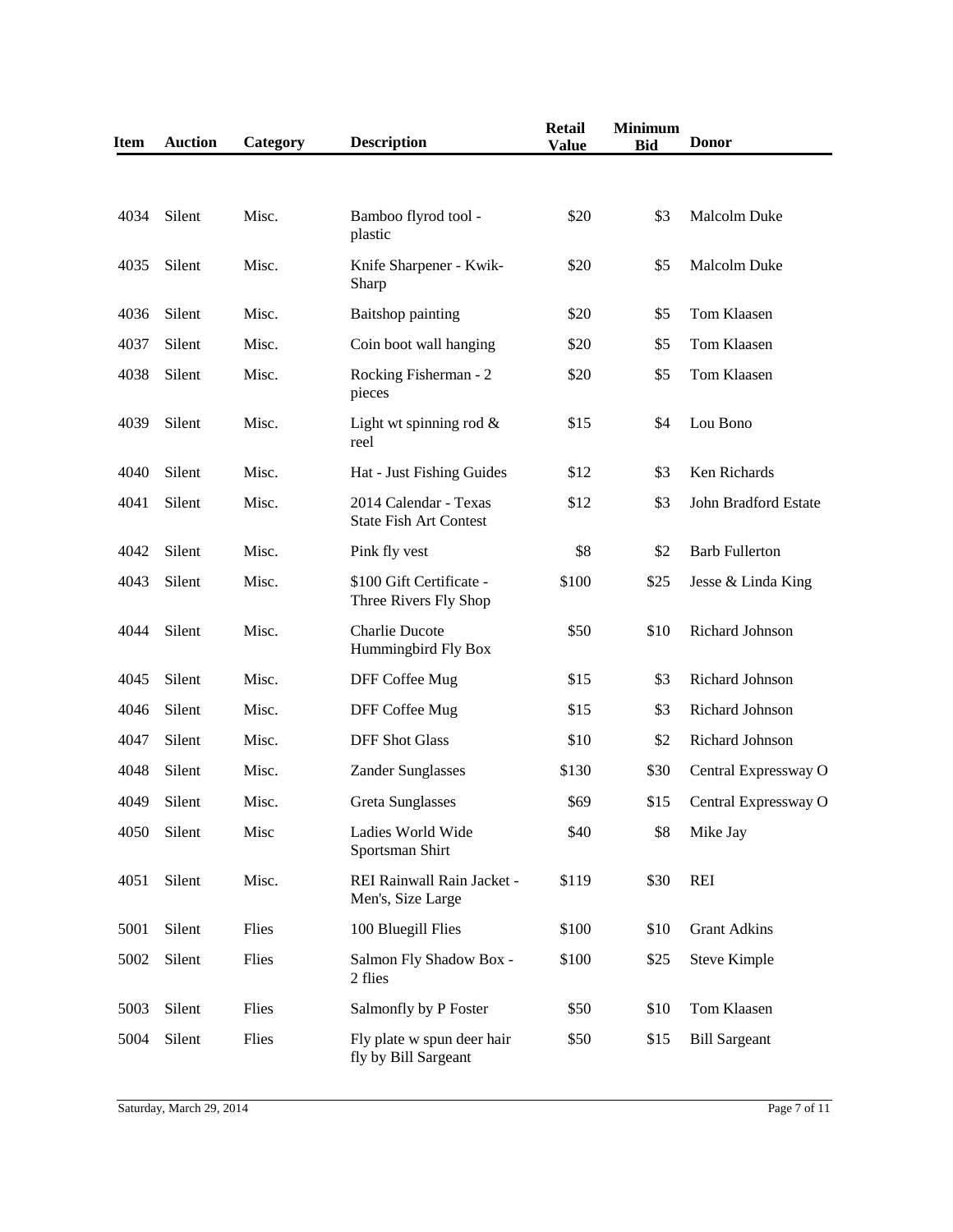| Item | Auction | Category | Description | Retail Value | Minimum Bid | Donor |
|---|---|---|---|---|---|---|
| 4034 | Silent | Misc. | Bamboo flyrod tool - plastic | $20 | $3 | Malcolm Duke |
| 4035 | Silent | Misc. | Knife Sharpener - Kwik-Sharp | $20 | $5 | Malcolm Duke |
| 4036 | Silent | Misc. | Baitshop painting | $20 | $5 | Tom Klaasen |
| 4037 | Silent | Misc. | Coin boot wall hanging | $20 | $5 | Tom Klaasen |
| 4038 | Silent | Misc. | Rocking Fisherman - 2 pieces | $20 | $5 | Tom Klaasen |
| 4039 | Silent | Misc. | Light wt spinning rod & reel | $15 | $4 | Lou Bono |
| 4040 | Silent | Misc. | Hat - Just Fishing Guides | $12 | $3 | Ken Richards |
| 4041 | Silent | Misc. | 2014 Calendar - Texas State Fish Art Contest | $12 | $3 | John Bradford Estate |
| 4042 | Silent | Misc. | Pink fly vest | $8 | $2 | Barb Fullerton |
| 4043 | Silent | Misc. | $100 Gift Certificate - Three Rivers Fly Shop | $100 | $25 | Jesse & Linda King |
| 4044 | Silent | Misc. | Charlie Ducote Hummingbird Fly Box | $50 | $10 | Richard Johnson |
| 4045 | Silent | Misc. | DFF Coffee Mug | $15 | $3 | Richard Johnson |
| 4046 | Silent | Misc. | DFF Coffee Mug | $15 | $3 | Richard Johnson |
| 4047 | Silent | Misc. | DFF Shot Glass | $10 | $2 | Richard Johnson |
| 4048 | Silent | Misc. | Zander Sunglasses | $130 | $30 | Central Expressway O |
| 4049 | Silent | Misc. | Greta Sunglasses | $69 | $15 | Central Expressway O |
| 4050 | Silent | Misc | Ladies World Wide Sportsman Shirt | $40 | $8 | Mike Jay |
| 4051 | Silent | Misc. | REI Rainwall Rain Jacket - Men's, Size Large | $119 | $30 | REI |
| 5001 | Silent | Flies | 100 Bluegill Flies | $100 | $10 | Grant Adkins |
| 5002 | Silent | Flies | Salmon Fly Shadow Box - 2 flies | $100 | $25 | Steve Kimple |
| 5003 | Silent | Flies | Salmonfly by P Foster | $50 | $10 | Tom Klaasen |
| 5004 | Silent | Flies | Fly plate w spun deer hair fly by Bill Sargeant | $50 | $15 | Bill Sargeant |

Saturday, March 29, 2014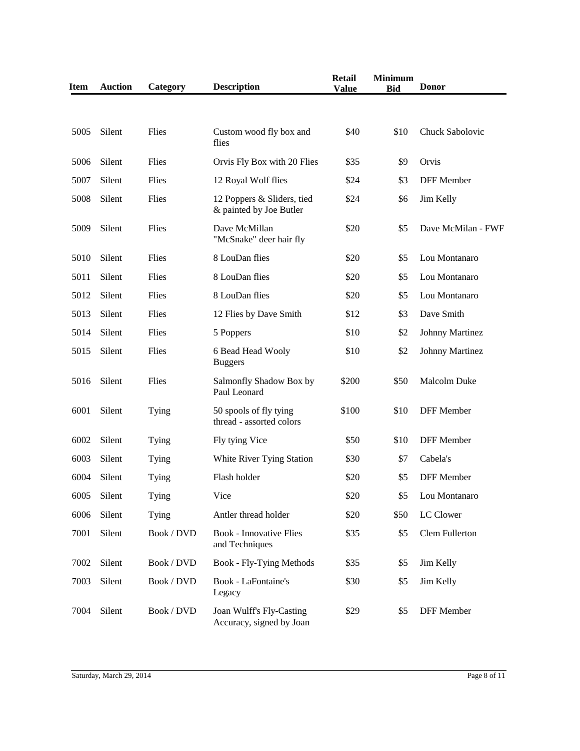| Item | Auction | Category | Description | Retail Value | Minimum Bid | Donor |
|---|---|---|---|---|---|---|
| 5005 | Silent | Flies | Custom wood fly box and flies | $40 | $10 | Chuck Sabolovic |
| 5006 | Silent | Flies | Orvis Fly Box with 20 Flies | $35 | $9 | Orvis |
| 5007 | Silent | Flies | 12 Royal Wolf flies | $24 | $3 | DFF Member |
| 5008 | Silent | Flies | 12 Poppers & Sliders, tied & painted by Joe Butler | $24 | $6 | Jim Kelly |
| 5009 | Silent | Flies | Dave McMillan "McSnake" deer hair fly | $20 | $5 | Dave McMilan - FWF |
| 5010 | Silent | Flies | 8 LouDan flies | $20 | $5 | Lou Montanaro |
| 5011 | Silent | Flies | 8 LouDan flies | $20 | $5 | Lou Montanaro |
| 5012 | Silent | Flies | 8 LouDan flies | $20 | $5 | Lou Montanaro |
| 5013 | Silent | Flies | 12 Flies by Dave Smith | $12 | $3 | Dave Smith |
| 5014 | Silent | Flies | 5 Poppers | $10 | $2 | Johnny Martinez |
| 5015 | Silent | Flies | 6 Bead Head Wooly Buggers | $10 | $2 | Johnny Martinez |
| 5016 | Silent | Flies | Salmonfly Shadow Box by Paul Leonard | $200 | $50 | Malcolm Duke |
| 6001 | Silent | Tying | 50 spools of fly tying thread - assorted colors | $100 | $10 | DFF Member |
| 6002 | Silent | Tying | Fly tying Vice | $50 | $10 | DFF Member |
| 6003 | Silent | Tying | White River Tying Station | $30 | $7 | Cabela's |
| 6004 | Silent | Tying | Flash holder | $20 | $5 | DFF Member |
| 6005 | Silent | Tying | Vice | $20 | $5 | Lou Montanaro |
| 6006 | Silent | Tying | Antler thread holder | $20 | $50 | LC Clower |
| 7001 | Silent | Book / DVD | Book - Innovative Flies and Techniques | $35 | $5 | Clem Fullerton |
| 7002 | Silent | Book / DVD | Book - Fly-Tying Methods | $35 | $5 | Jim Kelly |
| 7003 | Silent | Book / DVD | Book - LaFontaine's Legacy | $30 | $5 | Jim Kelly |
| 7004 | Silent | Book / DVD | Joan Wulff's Fly-Casting Accuracy, signed by Joan | $29 | $5 | DFF Member |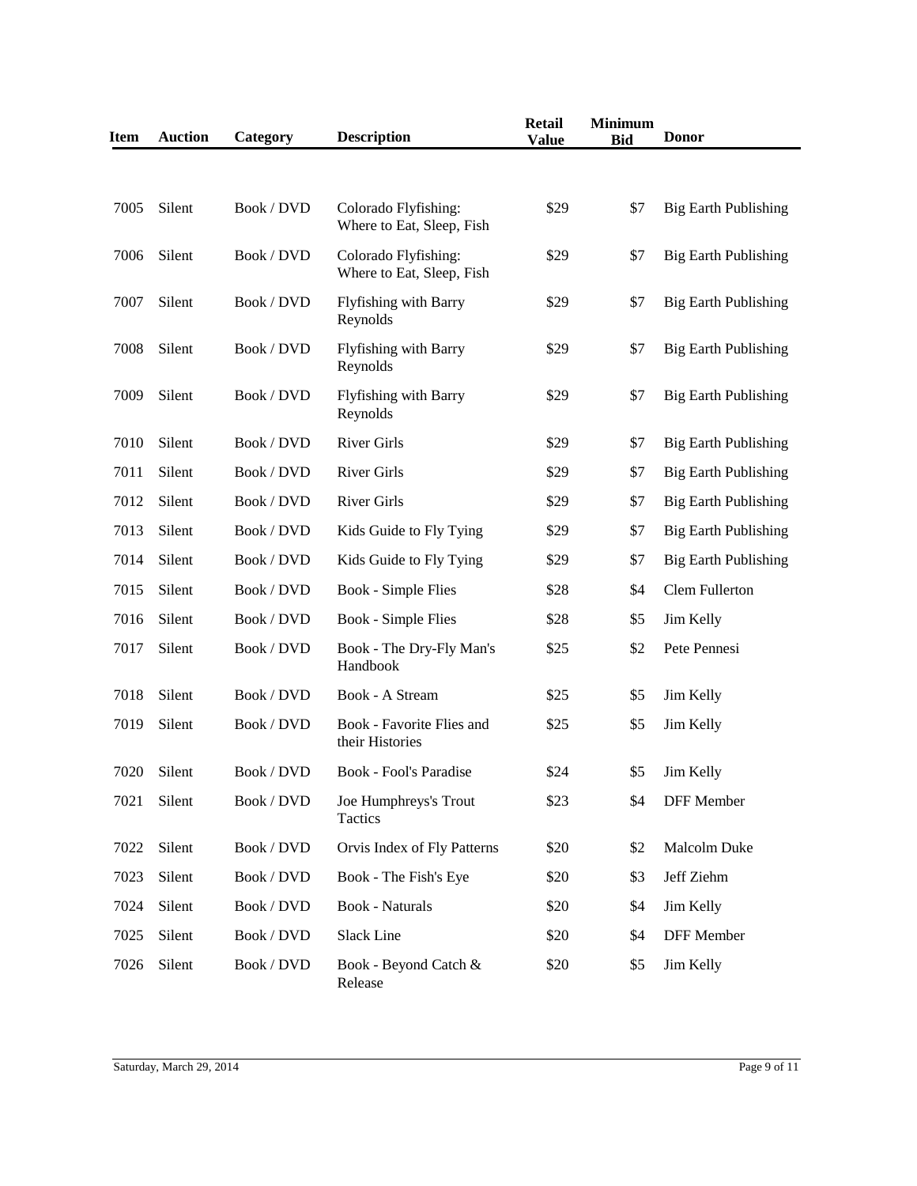| Item | Auction | Category | Description | Retail Value | Minimum Bid | Donor |
|---|---|---|---|---|---|---|
| 7005 | Silent | Book / DVD | Colorado Flyfishing: Where to Eat, Sleep, Fish | $29 | $7 | Big Earth Publishing |
| 7006 | Silent | Book / DVD | Colorado Flyfishing: Where to Eat, Sleep, Fish | $29 | $7 | Big Earth Publishing |
| 7007 | Silent | Book / DVD | Flyfishing with Barry Reynolds | $29 | $7 | Big Earth Publishing |
| 7008 | Silent | Book / DVD | Flyfishing with Barry Reynolds | $29 | $7 | Big Earth Publishing |
| 7009 | Silent | Book / DVD | Flyfishing with Barry Reynolds | $29 | $7 | Big Earth Publishing |
| 7010 | Silent | Book / DVD | River Girls | $29 | $7 | Big Earth Publishing |
| 7011 | Silent | Book / DVD | River Girls | $29 | $7 | Big Earth Publishing |
| 7012 | Silent | Book / DVD | River Girls | $29 | $7 | Big Earth Publishing |
| 7013 | Silent | Book / DVD | Kids Guide to Fly Tying | $29 | $7 | Big Earth Publishing |
| 7014 | Silent | Book / DVD | Kids Guide to Fly Tying | $29 | $7 | Big Earth Publishing |
| 7015 | Silent | Book / DVD | Book - Simple Flies | $28 | $4 | Clem Fullerton |
| 7016 | Silent | Book / DVD | Book - Simple Flies | $28 | $5 | Jim Kelly |
| 7017 | Silent | Book / DVD | Book - The Dry-Fly Man's Handbook | $25 | $2 | Pete Pennesi |
| 7018 | Silent | Book / DVD | Book - A Stream | $25 | $5 | Jim Kelly |
| 7019 | Silent | Book / DVD | Book - Favorite Flies and their Histories | $25 | $5 | Jim Kelly |
| 7020 | Silent | Book / DVD | Book - Fool's Paradise | $24 | $5 | Jim Kelly |
| 7021 | Silent | Book / DVD | Joe Humphreys's Trout Tactics | $23 | $4 | DFF Member |
| 7022 | Silent | Book / DVD | Orvis Index of Fly Patterns | $20 | $2 | Malcolm Duke |
| 7023 | Silent | Book / DVD | Book - The Fish's Eye | $20 | $3 | Jeff Ziehm |
| 7024 | Silent | Book / DVD | Book - Naturals | $20 | $4 | Jim Kelly |
| 7025 | Silent | Book / DVD | Slack Line | $20 | $4 | DFF Member |
| 7026 | Silent | Book / DVD | Book - Beyond Catch & Release | $20 | $5 | Jim Kelly |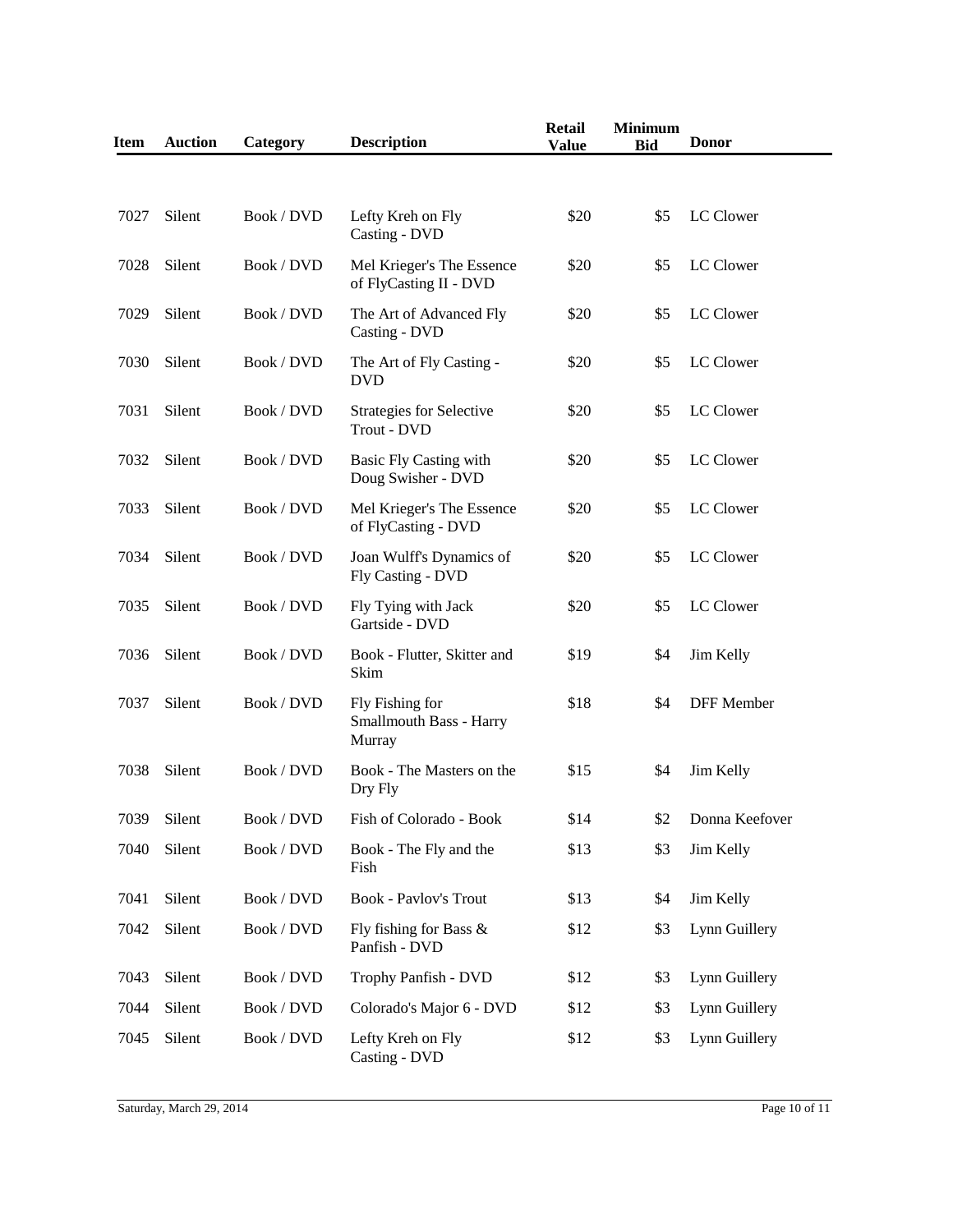| Item | Auction | Category | Description | Retail Value | Minimum Bid | Donor |
|---|---|---|---|---|---|---|
| 7027 | Silent | Book / DVD | Lefty Kreh on Fly Casting - DVD | $20 | $5 | LC Clower |
| 7028 | Silent | Book / DVD | Mel Krieger's The Essence of FlyCasting II - DVD | $20 | $5 | LC Clower |
| 7029 | Silent | Book / DVD | The Art of Advanced Fly Casting - DVD | $20 | $5 | LC Clower |
| 7030 | Silent | Book / DVD | The Art of Fly Casting - DVD | $20 | $5 | LC Clower |
| 7031 | Silent | Book / DVD | Strategies for Selective Trout - DVD | $20 | $5 | LC Clower |
| 7032 | Silent | Book / DVD | Basic Fly Casting with Doug Swisher - DVD | $20 | $5 | LC Clower |
| 7033 | Silent | Book / DVD | Mel Krieger's The Essence of FlyCasting - DVD | $20 | $5 | LC Clower |
| 7034 | Silent | Book / DVD | Joan Wulff's Dynamics of Fly Casting - DVD | $20 | $5 | LC Clower |
| 7035 | Silent | Book / DVD | Fly Tying with Jack Gartside - DVD | $20 | $5 | LC Clower |
| 7036 | Silent | Book / DVD | Book - Flutter, Skitter and Skim | $19 | $4 | Jim Kelly |
| 7037 | Silent | Book / DVD | Fly Fishing for Smallmouth Bass - Harry Murray | $18 | $4 | DFF Member |
| 7038 | Silent | Book / DVD | Book - The Masters on the Dry Fly | $15 | $4 | Jim Kelly |
| 7039 | Silent | Book / DVD | Fish of Colorado - Book | $14 | $2 | Donna Keefover |
| 7040 | Silent | Book / DVD | Book - The Fly and the Fish | $13 | $3 | Jim Kelly |
| 7041 | Silent | Book / DVD | Book - Pavlov's Trout | $13 | $4 | Jim Kelly |
| 7042 | Silent | Book / DVD | Fly fishing for Bass & Panfish - DVD | $12 | $3 | Lynn Guillery |
| 7043 | Silent | Book / DVD | Trophy Panfish - DVD | $12 | $3 | Lynn Guillery |
| 7044 | Silent | Book / DVD | Colorado's Major 6 - DVD | $12 | $3 | Lynn Guillery |
| 7045 | Silent | Book / DVD | Lefty Kreh on Fly Casting - DVD | $12 | $3 | Lynn Guillery |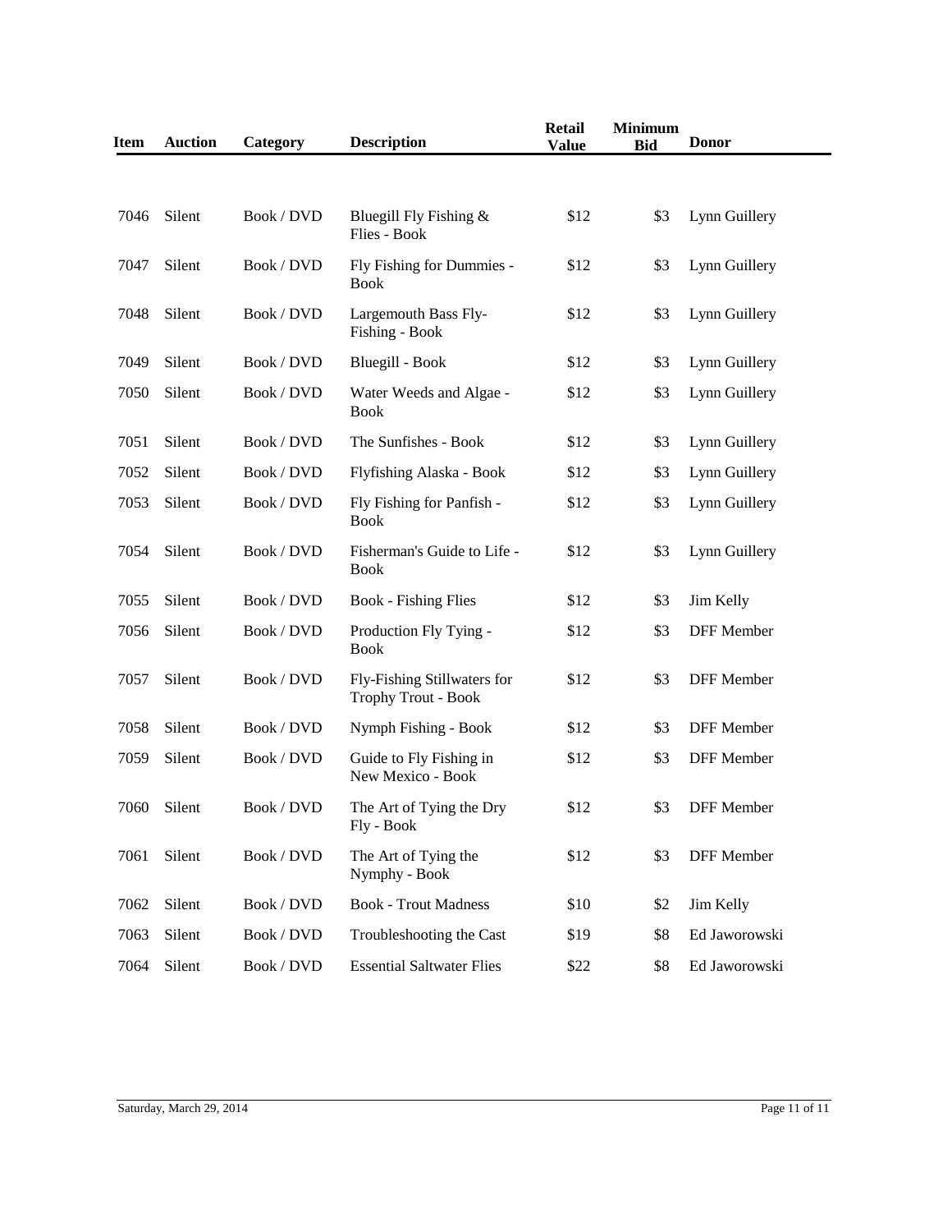| Item | Auction | Category | Description | Retail Value | Minimum Bid | Donor |
|---|---|---|---|---|---|---|
| 7046 | Silent | Book / DVD | Bluegill Fly Fishing & Flies - Book | $12 | $3 | Lynn Guillery |
| 7047 | Silent | Book / DVD | Fly Fishing for Dummies - Book | $12 | $3 | Lynn Guillery |
| 7048 | Silent | Book / DVD | Largemouth Bass Fly-Fishing - Book | $12 | $3 | Lynn Guillery |
| 7049 | Silent | Book / DVD | Bluegill - Book | $12 | $3 | Lynn Guillery |
| 7050 | Silent | Book / DVD | Water Weeds and Algae - Book | $12 | $3 | Lynn Guillery |
| 7051 | Silent | Book / DVD | The Sunfishes - Book | $12 | $3 | Lynn Guillery |
| 7052 | Silent | Book / DVD | Flyfishing Alaska - Book | $12 | $3 | Lynn Guillery |
| 7053 | Silent | Book / DVD | Fly Fishing for Panfish - Book | $12 | $3 | Lynn Guillery |
| 7054 | Silent | Book / DVD | Fisherman's Guide to Life - Book | $12 | $3 | Lynn Guillery |
| 7055 | Silent | Book / DVD | Book - Fishing Flies | $12 | $3 | Jim Kelly |
| 7056 | Silent | Book / DVD | Production Fly Tying - Book | $12 | $3 | DFF Member |
| 7057 | Silent | Book / DVD | Fly-Fishing Stillwaters for Trophy Trout - Book | $12 | $3 | DFF Member |
| 7058 | Silent | Book / DVD | Nymph Fishing - Book | $12 | $3 | DFF Member |
| 7059 | Silent | Book / DVD | Guide to Fly Fishing in New Mexico - Book | $12 | $3 | DFF Member |
| 7060 | Silent | Book / DVD | The Art of Tying the Dry Fly - Book | $12 | $3 | DFF Member |
| 7061 | Silent | Book / DVD | The Art of Tying the Nymphy - Book | $12 | $3 | DFF Member |
| 7062 | Silent | Book / DVD | Book - Trout Madness | $10 | $2 | Jim Kelly |
| 7063 | Silent | Book / DVD | Troubleshooting the Cast | $19 | $8 | Ed Jaworowski |
| 7064 | Silent | Book / DVD | Essential Saltwater Flies | $22 | $8 | Ed Jaworowski |

Saturday, March 29, 2014